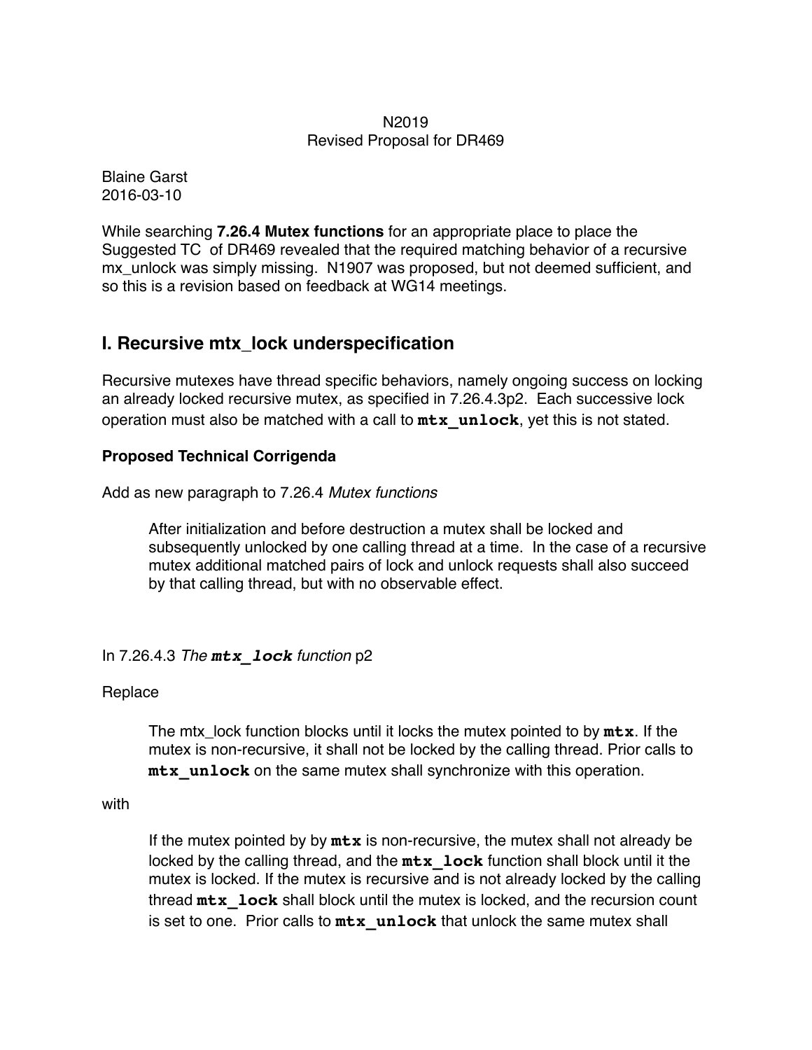N2019
Revised Proposal for DR469

Blaine Garst
2016-03-10

While searching **7.26.4 Mutex functions** for an appropriate place to place the Suggested TC of DR469 revealed that the required matching behavior of a recursive mx_unlock was simply missing. N1907 was proposed, but not deemed sufficient, and so this is a revision based on feedback at WG14 meetings.

## I. Recursive mtx_lock underspecification

Recursive mutexes have thread specific behaviors, namely ongoing success on locking an already locked recursive mutex, as specified in 7.26.4.3p2. Each successive lock operation must also be matched with a call to **`mtx_unlock`**, yet this is not stated.

### Proposed Technical Corrigenda

Add as new paragraph to 7.26.4 *Mutex functions*

> After initialization and before destruction a mutex shall be locked and subsequently unlocked by one calling thread at a time. In the case of a recursive mutex additional matched pairs of lock and unlock requests shall also succeed by that calling thread, but with no observable effect.

In 7.26.4.3 *The **`mtx_lock`** function* p2

Replace

> The mtx_lock function blocks until it locks the mutex pointed to by **`mtx`**. If the mutex is non-recursive, it shall not be locked by the calling thread. Prior calls to **`mtx_unlock`** on the same mutex shall synchronize with this operation.

with

> If the mutex pointed by by **`mtx`** is non-recursive, the mutex shall not already be locked by the calling thread, and the **`mtx_lock`** function shall block until it the mutex is locked. If the mutex is recursive and is not already locked by the calling thread **`mtx_lock`** shall block until the mutex is locked, and the recursion count is set to one. Prior calls to **`mtx_unlock`** that unlock the same mutex shall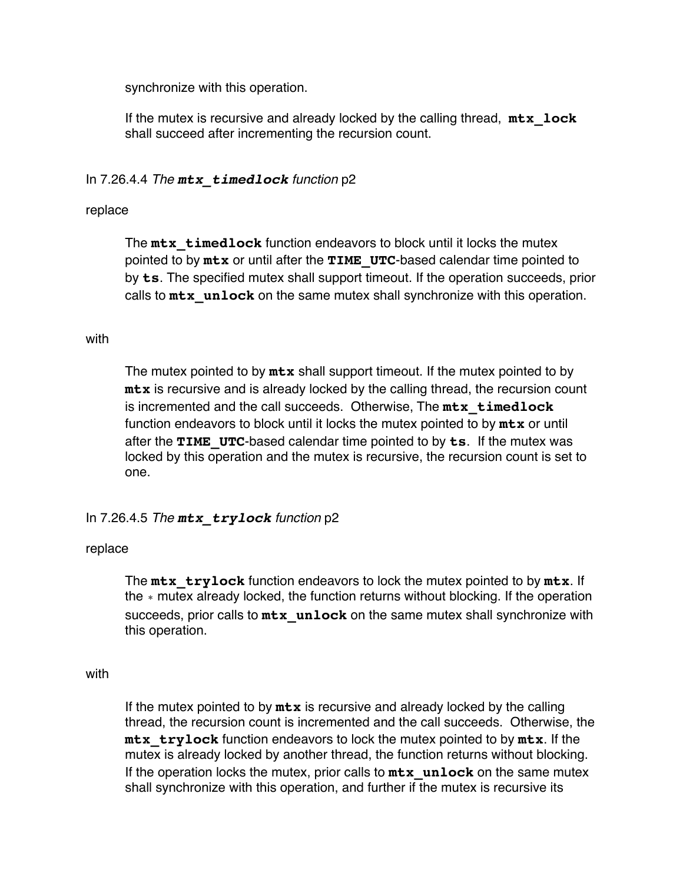synchronize with this operation.

> If the mutex is recursive and already locked by the calling thread, **mtx_lock** shall succeed after incrementing the recursion count.

In 7.26.4.4 *The **mtx_timedlock** function* p2

replace

> The **mtx_timedlock** function endeavors to block until it locks the mutex pointed to by **mtx** or until after the **TIME_UTC**-based calendar time pointed to by **ts**. The specified mutex shall support timeout. If the operation succeeds, prior calls to **mtx_unlock** on the same mutex shall synchronize with this operation.

with

> The mutex pointed to by **mtx** shall support timeout. If the mutex pointed to by **mtx** is recursive and is already locked by the calling thread, the recursion count is incremented and the call succeeds. Otherwise, The **mtx_timedlock** function endeavors to block until it locks the mutex pointed to by **mtx** or until after the **TIME_UTC**-based calendar time pointed to by **ts**. If the mutex was locked by this operation and the mutex is recursive, the recursion count is set to one.

In 7.26.4.5 *The **mtx_trylock** function* p2

replace

> The **mtx_trylock** function endeavors to lock the mutex pointed to by **mtx**. If the * mutex already locked, the function returns without blocking. If the operation succeeds, prior calls to **mtx_unlock** on the same mutex shall synchronize with this operation.

with

> If the mutex pointed to by **mtx** is recursive and already locked by the calling thread, the recursion count is incremented and the call succeeds. Otherwise, the **mtx_trylock** function endeavors to lock the mutex pointed to by **mtx**. If the mutex is already locked by another thread, the function returns without blocking. If the operation locks the mutex, prior calls to **mtx_unlock** on the same mutex shall synchronize with this operation, and further if the mutex is recursive its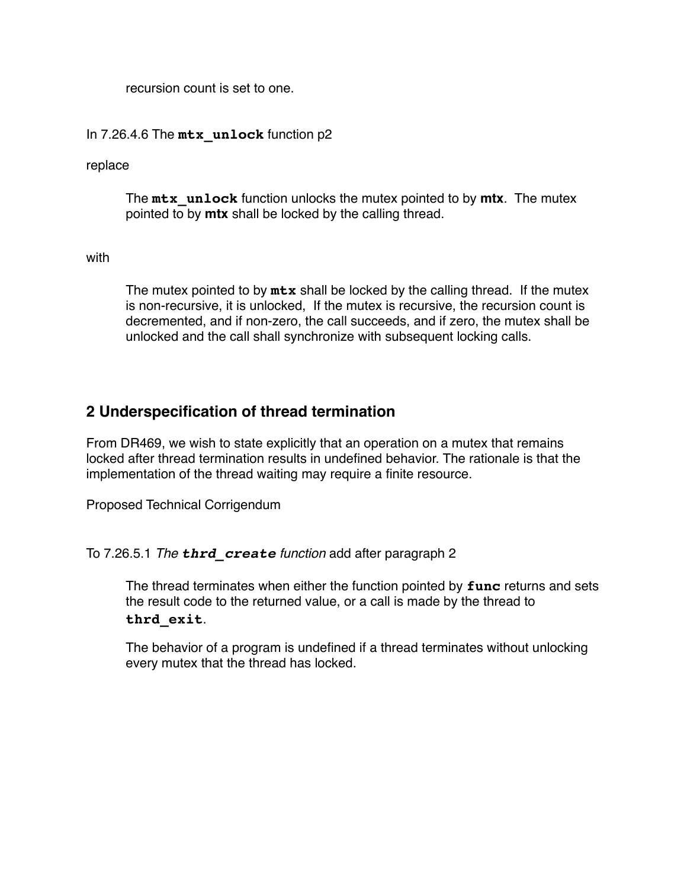recursion count is set to one.

In 7.26.4.6 The **mtx_unlock** function p2

replace

> The **mtx_unlock** function unlocks the mutex pointed to by **mtx**. The mutex pointed to by **mtx** shall be locked by the calling thread.

with

> The mutex pointed to by **mtx** shall be locked by the calling thread. If the mutex is non-recursive, it is unlocked, If the mutex is recursive, the recursion count is decremented, and if non-zero, the call succeeds, and if zero, the mutex shall be unlocked and the call shall synchronize with subsequent locking calls.

## 2 Underspecification of thread termination

From DR469, we wish to state explicitly that an operation on a mutex that remains locked after thread termination results in undefined behavior. The rationale is that the implementation of the thread waiting may require a finite resource.

Proposed Technical Corrigendum

To 7.26.5.1 *The **thrd_create** function* add after paragraph 2

> The thread terminates when either the function pointed by **func** returns and sets the result code to the returned value, or a call is made by the thread to **thrd_exit**.
>
> The behavior of a program is undefined if a thread terminates without unlocking every mutex that the thread has locked.